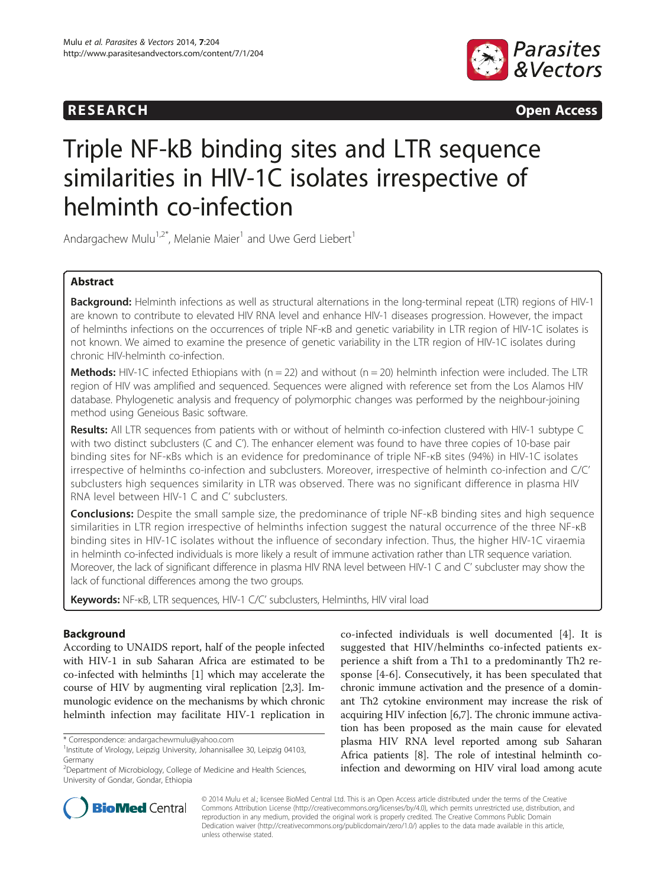RESEARCH Open Access

# Triple NF-kB binding sites and LTR sequence similarities in HIV-1C isolates irrespective of helminth co-infection

Andargachew Mulu[1,2*], Melanie Maier[1] and Uwe Gerd Liebert[1]

## Abstract

**Background:** Helminth infections as well as structural alternations in the long-terminal repeat (LTR) regions of HIV-1 are known to contribute to elevated HIV RNA level and enhance HIV-1 diseases progression. However, the impact of helminths infections on the occurrences of triple NF-κB and genetic variability in LTR region of HIV-1C isolates is not known. We aimed to examine the presence of genetic variability in the LTR region of HIV-1C isolates during chronic HIV-helminth co-infection.

**Methods:** HIV-1C infected Ethiopians with (n = 22) and without (n = 20) helminth infection were included. The LTR region of HIV was amplified and sequenced. Sequences were aligned with reference set from the Los Alamos HIV database. Phylogenetic analysis and frequency of polymorphic changes was performed by the neighbour-joining method using Geneious Basic software.

**Results:** All LTR sequences from patients with or without of helminth co-infection clustered with HIV-1 subtype C with two distinct subclusters (C and C′). The enhancer element was found to have three copies of 10-base pair binding sites for NF-κBs which is an evidence for predominance of triple NF-κB sites (94%) in HIV-1C isolates irrespective of helminths co-infection and subclusters. Moreover, irrespective of helminth co-infection and C/C′ subclusters high sequences similarity in LTR was observed. There was no significant difference in plasma HIV RNA level between HIV-1 C and C′ subclusters.

**Conclusions:** Despite the small sample size, the predominance of triple NF-κB binding sites and high sequence similarities in LTR region irrespective of helminths infection suggest the natural occurrence of the three NF-κB binding sites in HIV-1C isolates without the influence of secondary infection. Thus, the higher HIV-1C viraemia in helminth co-infected individuals is more likely a result of immune activation rather than LTR sequence variation. Moreover, the lack of significant difference in plasma HIV RNA level between HIV-1 C and C′ subcluster may show the lack of functional differences among the two groups.

**Keywords:** NF-κB, LTR sequences, HIV-1 C/C′ subclusters, Helminths, HIV viral load

## Background

According to UNAIDS report, half of the people infected with HIV-1 in sub Saharan Africa are estimated to be co-infected with helminths [1] which may accelerate the course of HIV by augmenting viral replication [2,3]. Immunologic evidence on the mechanisms by which chronic helminth infection may facilitate HIV-1 replication in co-infected individuals is well documented [4]. It is suggested that HIV/helminths co-infected patients experience a shift from a Th1 to a predominantly Th2 response [4-6]. Consecutively, it has been speculated that chronic immune activation and the presence of a dominant Th2 cytokine environment may increase the risk of acquiring HIV infection [6,7]. The chronic immune activation has been proposed as the main cause for elevated plasma HIV RNA level reported among sub Saharan Africa patients [8]. The role of intestinal helminth co-infection and deworming on HIV viral load among acute

\* Correspondence: andargachewmulu@yahoo.com
[1]Institute of Virology, Leipzig University, Johannisallee 30, Leipzig 04103, Germany
[2]Department of Microbiology, College of Medicine and Health Sciences, University of Gondar, Gondar, Ethiopia

© 2014 Mulu et al.; licensee BioMed Central Ltd. This is an Open Access article distributed under the terms of the Creative Commons Attribution License (http://creativecommons.org/licenses/by/4.0), which permits unrestricted use, distribution, and reproduction in any medium, provided the original work is properly credited. The Creative Commons Public Domain Dedication waiver (http://creativecommons.org/publicdomain/zero/1.0/) applies to the data made available in this article, unless otherwise stated.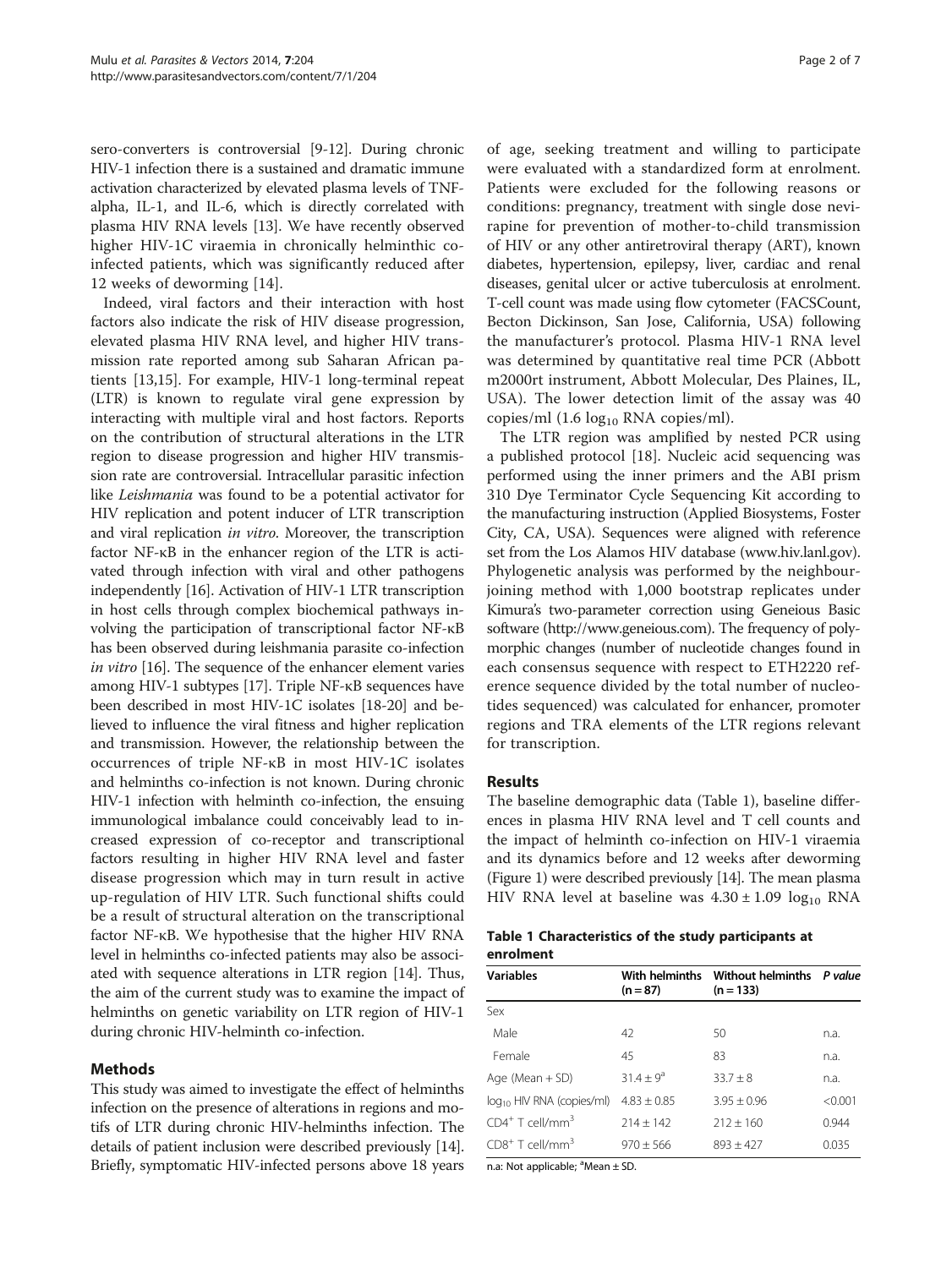sero-converters is controversial [9-12]. During chronic HIV-1 infection there is a sustained and dramatic immune activation characterized by elevated plasma levels of TNF-alpha, IL-1, and IL-6, which is directly correlated with plasma HIV RNA levels [13]. We have recently observed higher HIV-1C viraemia in chronically helminthic co-infected patients, which was significantly reduced after 12 weeks of deworming [14].

Indeed, viral factors and their interaction with host factors also indicate the risk of HIV disease progression, elevated plasma HIV RNA level, and higher HIV transmission rate reported among sub Saharan African patients [13,15]. For example, HIV-1 long-terminal repeat (LTR) is known to regulate viral gene expression by interacting with multiple viral and host factors. Reports on the contribution of structural alterations in the LTR region to disease progression and higher HIV transmission rate are controversial. Intracellular parasitic infection like *Leishmania* was found to be a potential activator for HIV replication and potent inducer of LTR transcription and viral replication *in vitro*. Moreover, the transcription factor NF-κB in the enhancer region of the LTR is activated through infection with viral and other pathogens independently [16]. Activation of HIV-1 LTR transcription in host cells through complex biochemical pathways involving the participation of transcriptional factor NF-κB has been observed during leishmania parasite co-infection *in vitro* [16]. The sequence of the enhancer element varies among HIV-1 subtypes [17]. Triple NF-κB sequences have been described in most HIV-1C isolates [18-20] and believed to influence the viral fitness and higher replication and transmission. However, the relationship between the occurrences of triple NF-κB in most HIV-1C isolates and helminths co-infection is not known. During chronic HIV-1 infection with helminth co-infection, the ensuing immunological imbalance could conceivably lead to increased expression of co-receptor and transcriptional factors resulting in higher HIV RNA level and faster disease progression which may in turn result in active up-regulation of HIV LTR. Such functional shifts could be a result of structural alteration on the transcriptional factor NF-κB. We hypothesise that the higher HIV RNA level in helminths co-infected patients may also be associated with sequence alterations in LTR region [14]. Thus, the aim of the current study was to examine the impact of helminths on genetic variability on LTR region of HIV-1 during chronic HIV-helminth co-infection.

## Methods

This study was aimed to investigate the effect of helminths infection on the presence of alterations in regions and motifs of LTR during chronic HIV-helminths infection. The details of patient inclusion were described previously [14]. Briefly, symptomatic HIV-infected persons above 18 years of age, seeking treatment and willing to participate were evaluated with a standardized form at enrolment. Patients were excluded for the following reasons or conditions: pregnancy, treatment with single dose nevirapine for prevention of mother-to-child transmission of HIV or any other antiretroviral therapy (ART), known diabetes, hypertension, epilepsy, liver, cardiac and renal diseases, genital ulcer or active tuberculosis at enrolment. T-cell count was made using flow cytometer (FACSCount, Becton Dickinson, San Jose, California, USA) following the manufacturer's protocol. Plasma HIV-1 RNA level was determined by quantitative real time PCR (Abbott m2000rt instrument, Abbott Molecular, Des Plaines, IL, USA). The lower detection limit of the assay was 40 copies/ml (1.6 $\log_{10}$ RNA copies/ml).

The LTR region was amplified by nested PCR using a published protocol [18]. Nucleic acid sequencing was performed using the inner primers and the ABI prism 310 Dye Terminator Cycle Sequencing Kit according to the manufacturing instruction (Applied Biosystems, Foster City, CA, USA). Sequences were aligned with reference set from the Los Alamos HIV database (www.hiv.lanl.gov). Phylogenetic analysis was performed by the neighbour-joining method with 1,000 bootstrap replicates under Kimura's two-parameter correction using Geneious Basic software (http://www.geneious.com). The frequency of polymorphic changes (number of nucleotide changes found in each consensus sequence with respect to ETH2220 reference sequence divided by the total number of nucleotides sequenced) was calculated for enhancer, promoter regions and TRA elements of the LTR regions relevant for transcription.

## Results

The baseline demographic data (Table 1), baseline differences in plasma HIV RNA level and T cell counts and the impact of helminth co-infection on HIV-1 viraemia and its dynamics before and 12 weeks after deworming (Figure 1) were described previously [14]. The mean plasma HIV RNA level at baseline was $4.30 \pm 1.09$ $\log_{10}$ RNA

**Table 1 Characteristics of the study participants at enrolment**

| Variables | With helminths (n = 87) | Without helminths (n = 133) | *P value* |
|---|---|---|---|
| Sex | | | |
| Male | 42 | 50 | n.a. |
| Female | 45 | 83 | n.a. |
| Age (Mean + SD) | 31.4 ± 9[a] | 33.7 ± 8 | n.a. |
| $\log_{10}$ HIV RNA (copies/ml) | 4.83 ± 0.85 | 3.95 ± 0.96 | <0.001 |
| $CD4^+$ T cell/mm$^3$ | 214 ± 142 | 212 ± 160 | 0.944 |
| $CD8^+$ T cell/mm$^3$ | 970 ± 566 | 893 ± 427 | 0.035 |

n.a: Not applicable; [a]Mean ± SD.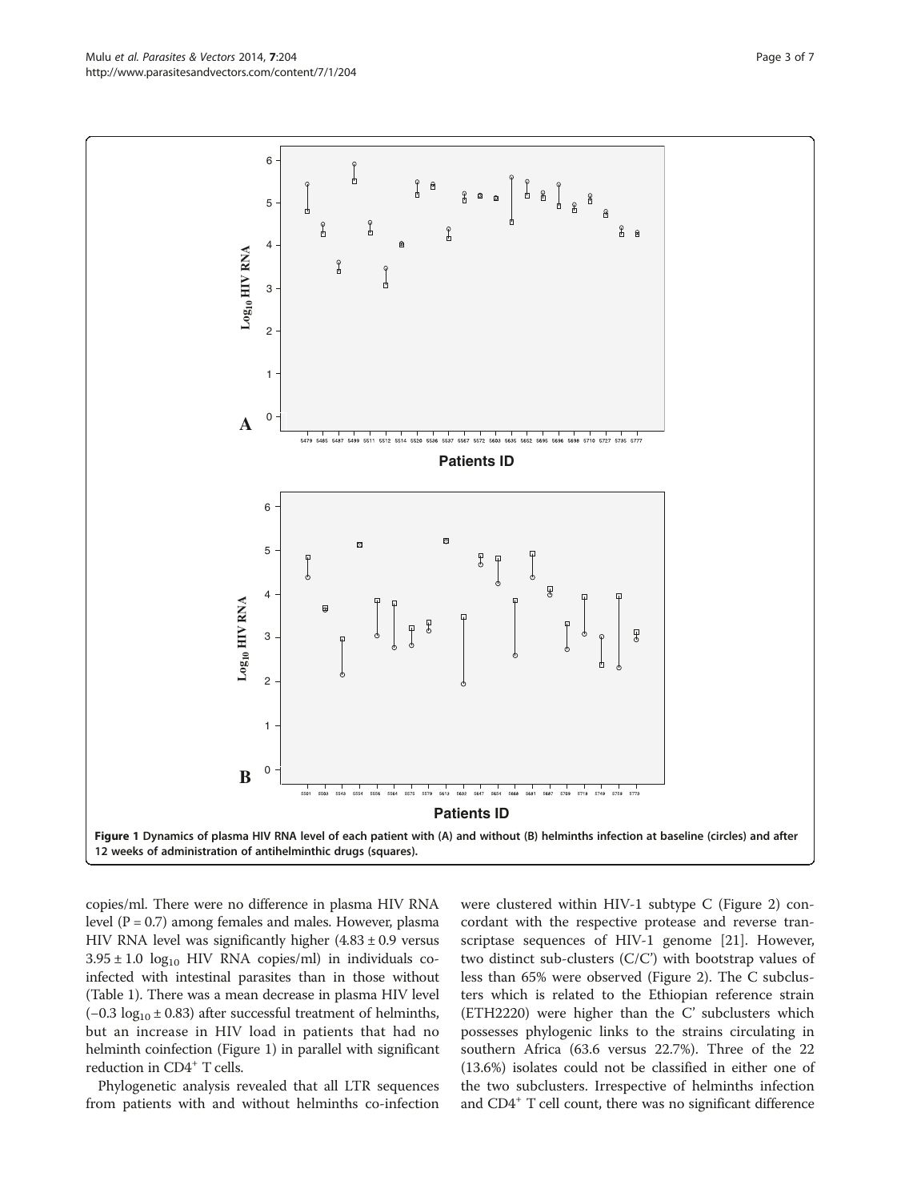Figure 1 Dynamics of plasma HIV RNA level of each patient with (A) and without (B) helminths infection at baseline (circles) and after 12 weeks of administration of antihelminthic drugs (squares).

copies/ml. There were no difference in plasma HIV RNA level (P = 0.7) among females and males. However, plasma HIV RNA level was significantly higher ($4.83 \pm 0.9$ versus $3.95 \pm 1.0$ $\log_{10}$ HIV RNA copies/ml) in individuals co-infected with intestinal parasites than in those without (Table 1). There was a mean decrease in plasma HIV level ($-0.3$ $\log_{10} \pm 0.83$) after successful treatment of helminths, but an increase in HIV load in patients that had no helminth coinfection (Figure 1) in parallel with significant reduction in $CD4^+$ T cells.

Phylogenetic analysis revealed that all LTR sequences from patients with and without helminths co-infection were clustered within HIV-1 subtype C (Figure 2) concordant with the respective protease and reverse transcriptase sequences of HIV-1 genome [21]. However, two distinct sub-clusters (C/C') with bootstrap values of less than 65% were observed (Figure 2). The C subclusters which is related to the Ethiopian reference strain (ETH2220) were higher than the C' subclusters which possesses phylogenic links to the strains circulating in southern Africa (63.6 versus 22.7%). Three of the 22 (13.6%) isolates could not be classified in either one of the two subclusters. Irrespective of helminths infection and $CD4^+$ T cell count, there was no significant difference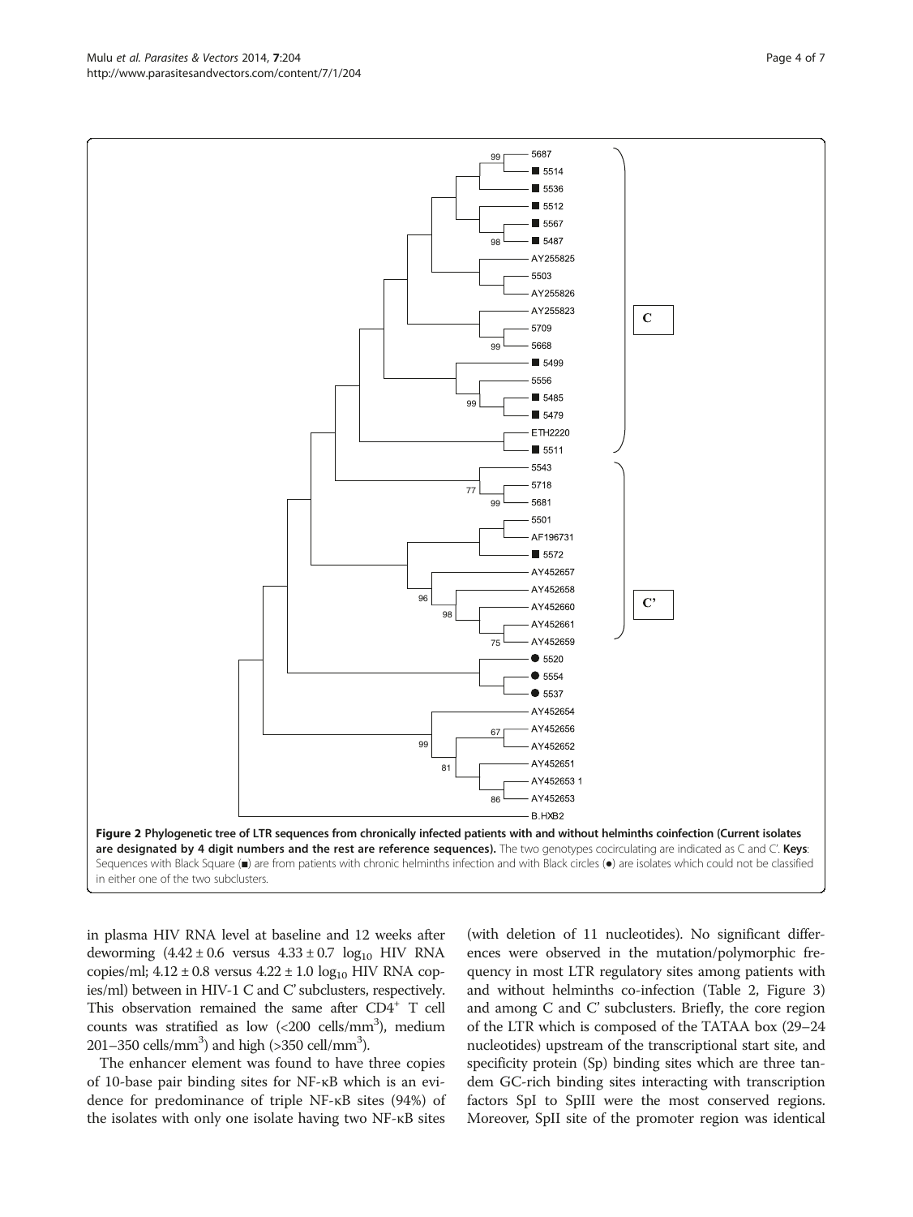**Figure 2 Phylogenetic tree of LTR sequences from chronically infected patients with and without helminths coinfection (Current isolates are designated by 4 digit numbers and the rest are reference sequences).** The two genotypes cocirculating are indicated as C and C'. **Keys**: Sequences with Black Square (■) are from patients with chronic helminths infection and with Black circles (●) are isolates which could not be classified in either one of the two subclusters.

in plasma HIV RNA level at baseline and 12 weeks after deworming ($4.42 \pm 0.6$ versus $4.33 \pm 0.7$ $\log_{10}$ HIV RNA copies/ml; $4.12 \pm 0.8$ versus $4.22 \pm 1.0$ $\log_{10}$ HIV RNA copies/ml) between in HIV-1 C and C' subclusters, respectively. This observation remained the same after $CD4^{+}$ T cell counts was stratified as low (<200 cells/$mm^3$), medium 201–350 cells/$mm^3$) and high (>350 cell/$mm^3$).

The enhancer element was found to have three copies of 10-base pair binding sites for NF-κB which is an evidence for predominance of triple NF-κB sites (94%) of the isolates with only one isolate having two NF-κB sites (with deletion of 11 nucleotides). No significant differences were observed in the mutation/polymorphic frequency in most LTR regulatory sites among patients with and without helminths co-infection (Table 2, Figure 3) and among C and C' subclusters. Briefly, the core region of the LTR which is composed of the TATAA box (29–24 nucleotides) upstream of the transcriptional start site, and specificity protein (Sp) binding sites which are three tandem GC-rich binding sites interacting with transcription factors SpI to SpIII were the most conserved regions. Moreover, SpII site of the promoter region was identical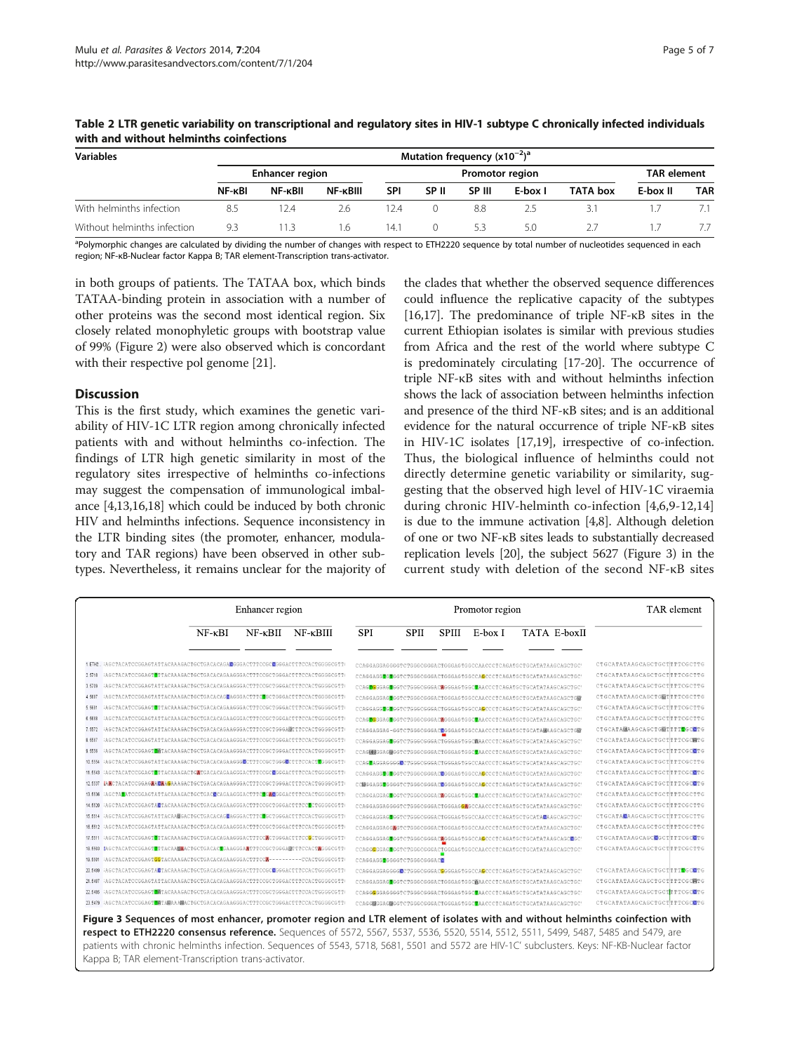**Table 2 LTR genetic variability on transcriptional and regulatory sites in HIV-1 subtype C chronically infected individuals with and without helminths coinfections**

| Variables | Mutation frequency ($x10^{-2}$)[a] | | | | | | | | | |
|---|---|---|---|---|---|---|---|---|---|---|
| | Enhancer region | | | Promotor region | | | | | TAR element | |
| | NF-κBI | NF-κBII | NF-κBIII | SPI | SP II | SP III | E-box I | TATA box | E-box II | TAR |
| With helminths infection | 8.5 | 12.4 | 2.6 | 12.4 | 0 | 8.8 | 2.5 | 3.1 | 1.7 | 7.1 |
| Without helminths infection | 9.3 | 11.3 | 1.6 | 14.1 | 0 | 5.3 | 5.0 | 2.7 | 1.7 | 7.7 |

[a]Polymorphic changes are calculated by dividing the number of changes with respect to ETH2220 sequence by total number of nucleotides sequenced in each region; NF-κB-Nuclear factor Kappa B; TAR element-Transcription trans-activator.

in both groups of patients. The TATAA box, which binds TATAA-binding protein in association with a number of other proteins was the second most identical region. Six closely related monophyletic groups with bootstrap value of 99% (Figure 2) were also observed which is concordant with their respective pol genome [21].

## Discussion

This is the first study, which examines the genetic variability of HIV-1C LTR region among chronically infected patients with and without helminths co-infection. The findings of LTR high genetic similarity in most of the regulatory sites irrespective of helminths co-infections may suggest the compensation of immunological imbalance [4,13,16,18] which could be induced by both chronic HIV and helminths infections. Sequence inconsistency in the LTR binding sites (the promoter, enhancer, modulatory and TAR regions) have been observed in other subtypes. Nevertheless, it remains unclear for the majority of the clades that whether the observed sequence differences could influence the replicative capacity of the subtypes [16,17]. The predominance of triple NF-κB sites in the current Ethiopian isolates is similar with previous studies from Africa and the rest of the world where subtype C is predominately circulating [17-20]. The occurrence of triple NF-κB sites with and without helminths infection shows the lack of association between helminths infection and presence of the third NF-κB sites; and is an additional evidence for the natural occurrence of triple NF-κB sites in HIV-1C isolates [17,19], irrespective of co-infection. Thus, the biological influence of helminths could not directly determine genetic variability or similarity, suggesting that the observed high level of HIV-1C viraemia during chronic HIV-helminth co-infection [4,6,9-12,14] is due to the immune activation [4,8]. Although deletion of one or two NF-κB sites leads to substantially decreased replication levels [20], the subject 5627 (Figure 3) in the current study with deletion of the second NF-κB sites

**Figure 3 Sequences of most enhancer, promoter region and LTR element of isolates with and without helminths coinfection with respect to ETH2220 consensus reference.** Sequences of 5572, 5567, 5537, 5536, 5520, 5514, 5512, 5511, 5499, 5487, 5485 and 5479, are patients with chronic helminths infection. Sequences of 5543, 5718, 5681, 5501 and 5572 are HIV-1C' subclusters. Keys: NF-KB-Nuclear factor Kappa B; TAR element-Transcription trans-activator.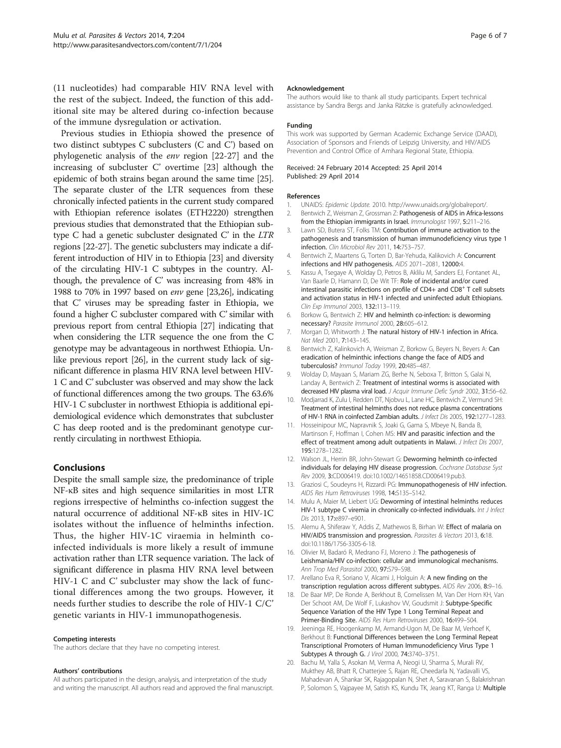(11 nucleotides) had comparable HIV RNA level with the rest of the subject. Indeed, the function of this additional site may be altered during co-infection because of the immune dysregulation or activation.

Previous studies in Ethiopia showed the presence of two distinct subtypes C subclusters (C and C') based on phylogenetic analysis of the *env* region [22-27] and the increasing of subcluster C' overtime [23] although the epidemic of both strains began around the same time [25]. The separate cluster of the LTR sequences from these chronically infected patients in the current study compared with Ethiopian reference isolates (ETH2220) strengthen previous studies that demonstrated that the Ethiopian subtype C had a genetic subcluster designated C' in the *LTR* regions [22-27]. The genetic subclusters may indicate a different introduction of HIV in to Ethiopia [23] and diversity of the circulating HIV-1 C subtypes in the country. Although, the prevalence of C' was increasing from 48% in 1988 to 70% in 1997 based on *env* gene [23,26], indicating that C' viruses may be spreading faster in Ethiopia, we found a higher C subcluster compared with C' similar with previous report from central Ethiopia [27] indicating that when considering the LTR sequence the one from the C genotype may be advantageous in northwest Ethiopia. Unlike previous report [26], in the current study lack of significant difference in plasma HIV RNA level between HIV-1 C and C' subcluster was observed and may show the lack of functional differences among the two groups. The 63.6% HIV-1 C subcluster in northwest Ethiopia is additional epidemiological evidence which demonstrates that subcluster C has deep rooted and is the predominant genotype currently circulating in northwest Ethiopia.

## Conclusions

Despite the small sample size, the predominance of triple NF-κB sites and high sequence similarities in most LTR regions irrespective of helminths co-infection suggest the natural occurrence of additional NF-κB sites in HIV-1C isolates without the influence of helminths infection. Thus, the higher HIV-1C viraemia in helminth co-infected individuals is more likely a result of immune activation rather than LTR sequence variation. The lack of significant difference in plasma HIV RNA level between HIV-1 C and C' subcluster may show the lack of functional differences among the two groups. However, it needs further studies to describe the role of HIV-1 C/C' genetic variants in HIV-1 immunopathogenesis.

#### Competing interests

The authors declare that they have no competing interest.

#### Authors' contributions

All authors participated in the design, analysis, and interpretation of the study and writing the manuscript. All authors read and approved the final manuscript.

#### Acknowledgement

The authors would like to thank all study participants. Expert technical assistance by Sandra Bergs and Janka Rätzke is gratefully acknowledged.

#### Funding

This work was supported by German Academic Exchange Service (DAAD), Association of Sponsors and Friends of Leipzig University, and HIV/AIDS Prevention and Control Office of Amhara Regional State, Ethiopia.

Received: 24 February 2014 Accepted: 25 April 2014
Published: 29 April 2014

#### References

1. UNAIDS: *Epidemic Update.* 2010. http://www.unaids.org/globalreport/.
2. Bentwich Z, Weisman Z, Grossman Z: **Pathogenesis of AIDS in Africa-lessons from the Ethiopian immigrants in Israel.** *Immunologist* 1997, **5:**211–216.
3. Lawn SD, Butera ST, Folks TM: **Contribution of immune activation to the pathogenesis and transmission of human immunodeficiency virus type 1 infection.** *Clin Microbiol Rev* 2011, **14:**753–757.
4. Bentwich Z, Maartens G, Torten D, Bar-Yehuda, Kalikovich A: **Concurrent infections and HIV pathogenesis.** *AIDS* 2071–2081, **12000:**4.
5. Kassu A, Tsegaye A, Wolday D, Petros B, Aklilu M, Sanders EJ, Fontanet AL, Van Baarle D, Hamann D, De Wit TF: **Role of incidental and/or cured intestinal parasitic infections on profile of CD4+ and CD8+ T cell subsets and activation status in HIV-1 infected and uninfected adult Ethiopians.** *Clin Exp Immunol* 2003, **132:**113–119.
6. Borkow G, Bentwich Z: **HIV and helminth co-infection: is deworming necessary?** *Parasite Immunol* 2000, **28:**605–612.
7. Morgan D, Whitworth J: **The natural history of HIV-1 infection in Africa.** *Nat Med* 2001, **7:**143–145.
8. Bentwich Z, Kalinkovich A, Weisman Z, Borkow G, Beyers N, Beyers A: **Can eradication of helminthic infections change the face of AIDS and tuberculosis?** *Immunol Today* 1999, **20:**485–487.
9. Wolday D, Mayaan S, Mariam ZG, Berhe N, Seboxa T, Britton S, Galai N, Landay A, Bentwich Z: **Treatment of intestinal worms is associated with decreased HIV plasma viral load.** *J Acquir Immune Defic Syndr* 2002, **31:**56–62.
10. Modjarrad K, Zulu I, Redden DT, Njobvu L, Lane HC, Bentwich Z, Vermund SH: **Treatment of intestinal helminths does not reduce plasma concentrations of HIV-1 RNA in coinfected Zambian adults.** *J Infect Dis* 2005, **192:**1277–1283.
11. Hosseinipour MC, Napravnik S, Joaki G, Gama S, Mbeye N, Banda B, Martinson F, Hoffman I, Cohen MS: **HIV and parasitic infection and the effect of treatment among adult outpatients in Malawi.** *J Infect Dis* 2007, **195:**1278–1282.
12. Walson JL, Herrin BR, John-Stewart G: **Deworming helminth co-infected individuals for delaying HIV disease progression.** *Cochrane Database Syst Rev* 2009, **3:**CD006419. doi:10.1002/14651858.CD006419.pub3.
13. Graziosi C, Soudeyns H, Rizzardi PG: **Immunopathogenesis of HIV infection.** *AIDS Res Hum Retroviruses* 1998, **14:**S135–S142.
14. Mulu A, Maier M, Liebert UG: **Deworming of intestinal helminths reduces HIV-1 subtype C viremia in chronically co-infected individuals.** *Int J Infect Dis* 2013, **17:**e897–e901.
15. Alemu A, Shiferaw Y, Addis Z, Mathewos B, Birhan W: **Effect of malaria on HIV/AIDS transmission and progression.** *Parasites & Vectors* 2013, **6:**18. doi:10.1186/1756-3305-6-18.
16. Olivier M, Badaró R, Medrano FJ, Moreno J: **The pathogenesis of Leishmania/HIV co-infection: cellular and immunological mechanisms.** *Ann Trop Med Parasitol* 2000, **97:**S79–S98.
17. Arellano Eva R, Soriano V, Alcami J, Holguin A: **A new finding on the transcription regulation across different subtypes.** *AIDS Rev* 2006, **8:**9–16.
18. De Baar MP, De Ronde A, Berkhout B, Cornelissen M, Van Der Horn KH, Van Der Schoot AM, De Wolf F, Lukashov VV, Goudsmit J: **Subtype-Specific Sequence Variation of the HIV Type 1 Long Terminal Repeat and Primer-Binding Site.** *AIDS Res Hum Retroviruses* 2000, **16:**499–504.
19. Jeeninga RE, Hoogenkamp M, Armand-Ugon M, De Baar M, Verhoef K, Berkhout B: **Functional Differences between the Long Terminal Repeat Transcriptional Promoters of Human Immunodeficiency Virus Type 1 Subtypes A through G.** *J Virol* 2000, **74:**3740–3751.
20. Bachu M, Yalla S, Asokan M, Verma A, Neogi U, Sharma S, Murali RV, Mukthey AB, Bhatt R, Chatterjee S, Rajan RE, Cheedarla N, Yadavalli VS, Mahadevan A, Shankar SK, Rajagopalan N, Shet A, Saravanan S, Balakrishnan P, Solomon S, Vajpayee M, Satish KS, Kundu TK, Jeang KT, Ranga U: **Multiple**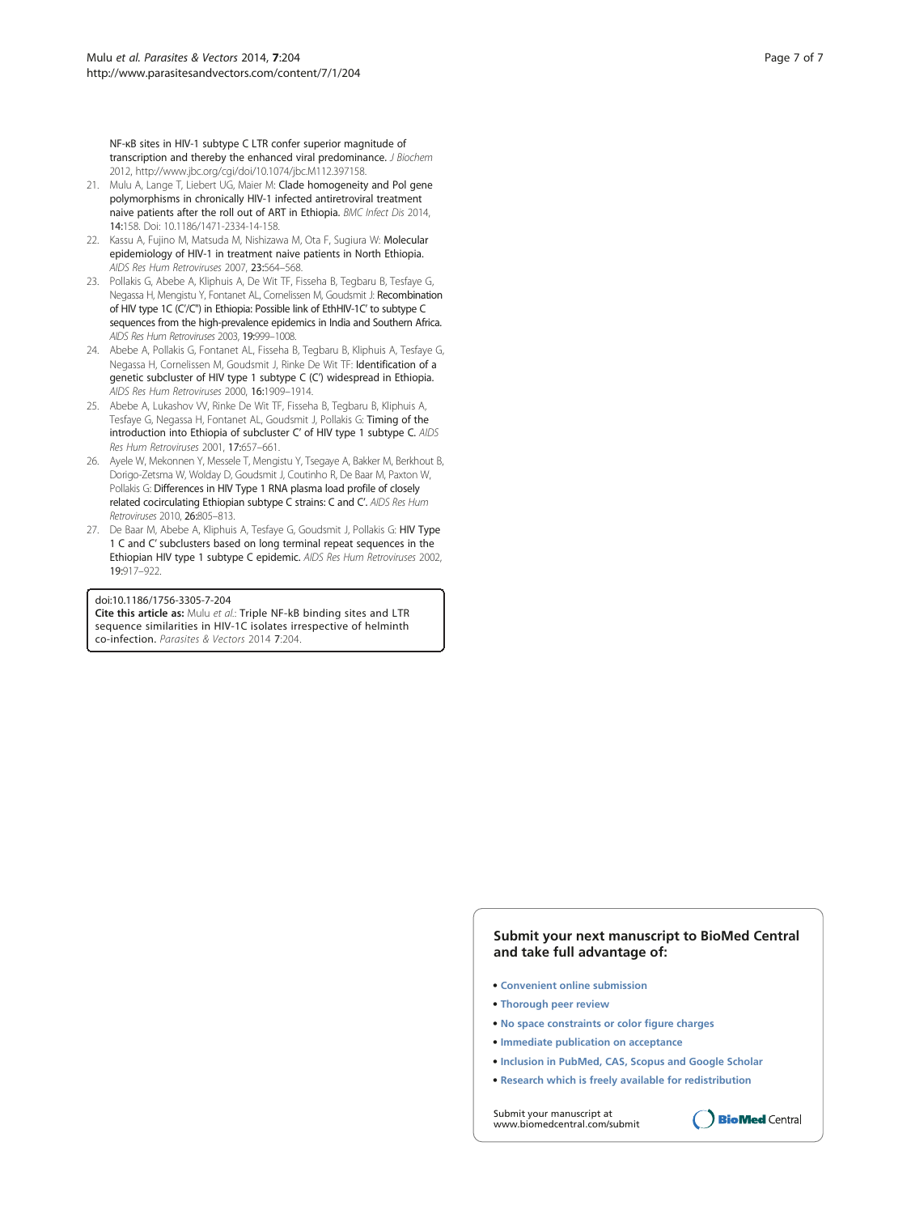NF-κB sites in HIV-1 subtype C LTR confer superior magnitude of transcription and thereby the enhanced viral predominance. *J Biochem* 2012, http://www.jbc.org/cgi/doi/10.1074/jbc.M112.397158.

21. Mulu A, Lange T, Liebert UG, Maier M: **Clade homogeneity and Pol gene polymorphisms in chronically HIV-1 infected antiretroviral treatment naive patients after the roll out of ART in Ethiopia.** *BMC Infect Dis* 2014, **14**:158. Doi: 10.1186/1471-2334-14-158.
22. Kassu A, Fujino M, Matsuda M, Nishizawa M, Ota F, Sugiura W: **Molecular epidemiology of HIV-1 in treatment naive patients in North Ethiopia.** *AIDS Res Hum Retroviruses* 2007, **23**:564–568.
23. Pollakis G, Abebe A, Kliphuis A, De Wit TF, Fisseha B, Tegbaru B, Tesfaye G, Negassa H, Mengistu Y, Fontanet AL, Cornelissen M, Goudsmit J: **Recombination of HIV type 1C (C′/C″) in Ethiopia: Possible link of EthHIV-1C′ to subtype C sequences from the high-prevalence epidemics in India and Southern Africa.** *AIDS Res Hum Retroviruses* 2003, **19**:999–1008.
24. Abebe A, Pollakis G, Fontanet AL, Fisseha B, Tegbaru B, Kliphuis A, Tesfaye G, Negassa H, Cornelissen M, Goudsmit J, Rinke De Wit TF: **Identification of a genetic subcluster of HIV type 1 subtype C (C′) widespread in Ethiopia.** *AIDS Res Hum Retroviruses* 2000, **16**:1909–1914.
25. Abebe A, Lukashov VV, Rinke De Wit TF, Fisseha B, Tegbaru B, Kliphuis A, Tesfaye G, Negassa H, Fontanet AL, Goudsmit J, Pollakis G: **Timing of the introduction into Ethiopia of subcluster C′ of HIV type 1 subtype C.** *AIDS Res Hum Retroviruses* 2001, **17**:657–661.
26. Ayele W, Mekonnen Y, Messele T, Mengistu Y, Tsegaye A, Bakker M, Berkhout B, Dorigo-Zetsma W, Wolday D, Goudsmit J, Coutinho R, De Baar M, Paxton W, Pollakis G: **Differences in HIV Type 1 RNA plasma load profile of closely related cocirculating Ethiopian subtype C strains: C and C′.** *AIDS Res Hum Retroviruses* 2010, **26**:805–813.
27. De Baar M, Abebe A, Kliphuis A, Tesfaye G, Goudsmit J, Pollakis G: **HIV Type 1 C and C′ subclusters based on long terminal repeat sequences in the Ethiopian HIV type 1 subtype C epidemic.** *AIDS Res Hum Retroviruses* 2002, **19**:917–922.

doi:10.1186/1756-3305-7-204
**Cite this article as:** Mulu *et al.*: Triple NF-kB binding sites and LTR sequence similarities in HIV-1C isolates irrespective of helminth co-infection. *Parasites & Vectors* 2014 **7**:204.

**Submit your next manuscript to BioMed Central and take full advantage of:**

- **Convenient online submission**
- **Thorough peer review**
- **No space constraints or color figure charges**
- **Immediate publication on acceptance**
- **Inclusion in PubMed, CAS, Scopus and Google Scholar**
- **Research which is freely available for redistribution**

Submit your manuscript at
www.biomedcentral.com/submit